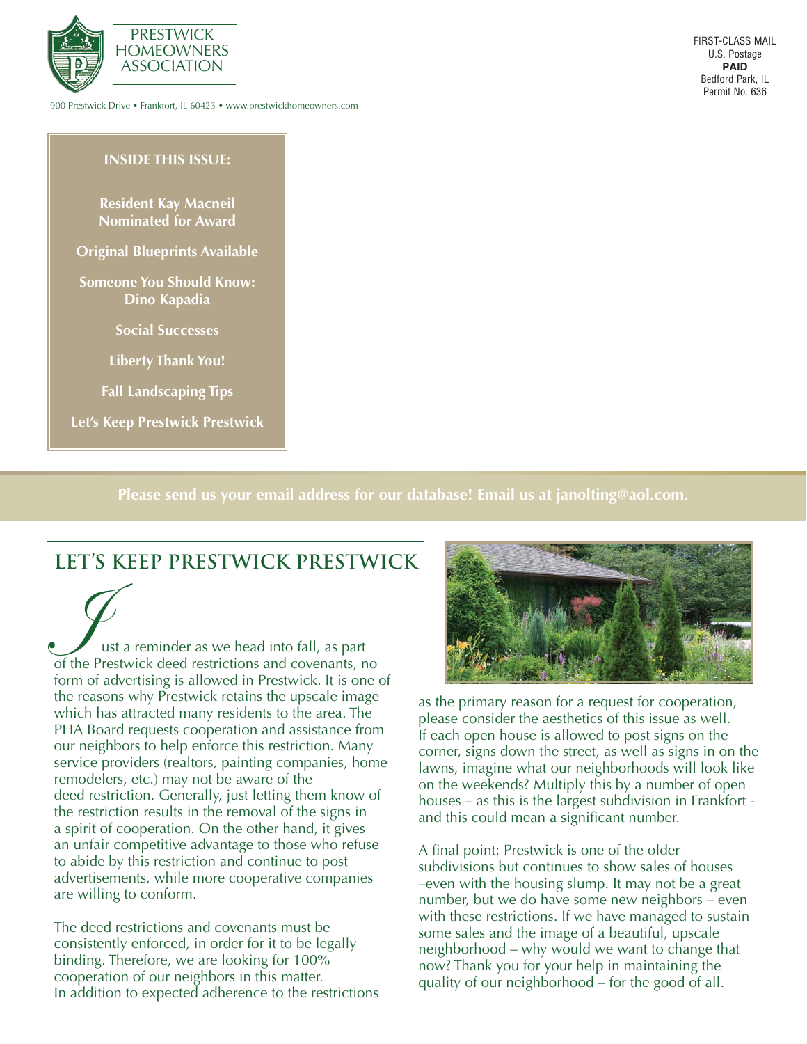PRESTWICK HOMEOWNERS ASSOCIATION

900 Prestwick Drive • Frankfort, IL 60423 • www.prestwickhomeowners.com

FIRST-CLASS MAIL
U.S. Postage
**PAID**
Bedford Park, IL
Permit No. 636

**INSIDE THIS ISSUE:**

**Resident Kay Macneil Nominated for Award**

**Original Blueprints Available**

**Someone You Should Know: Dino Kapadia**

**Social Successes**

**Liberty Thank You!**

**Fall Landscaping Tips**

**Let's Keep Prestwick Prestwick**

**Please send us your email address for our database! Email us at janolting@aol.com.**

## LET'S KEEP PRESTWICK PRESTWICK

Just a reminder as we head into fall, as part of the Prestwick deed restrictions and covenants, no form of advertising is allowed in Prestwick. It is one of the reasons why Prestwick retains the upscale image which has attracted many residents to the area. The PHA Board requests cooperation and assistance from our neighbors to help enforce this restriction. Many service providers (realtors, painting companies, home remodelers, etc.) may not be aware of the deed restriction. Generally, just letting them know of the restriction results in the removal of the signs in a spirit of cooperation. On the other hand, it gives an unfair competitive advantage to those who refuse to abide by this restriction and continue to post advertisements, while more cooperative companies are willing to conform.

The deed restrictions and covenants must be consistently enforced, in order for it to be legally binding. Therefore, we are looking for 100% cooperation of our neighbors in this matter. In addition to expected adherence to the restrictions as the primary reason for a request for cooperation, please consider the aesthetics of this issue as well. If each open house is allowed to post signs on the corner, signs down the street, as well as signs in on the lawns, imagine what our neighborhoods will look like on the weekends? Multiply this by a number of open houses – as this is the largest subdivision in Frankfort - and this could mean a significant number.

A final point: Prestwick is one of the older subdivisions but continues to show sales of houses –even with the housing slump. It may not be a great number, but we do have some new neighbors – even with these restrictions. If we have managed to sustain some sales and the image of a beautiful, upscale neighborhood – why would we want to change that now? Thank you for your help in maintaining the quality of our neighborhood – for the good of all.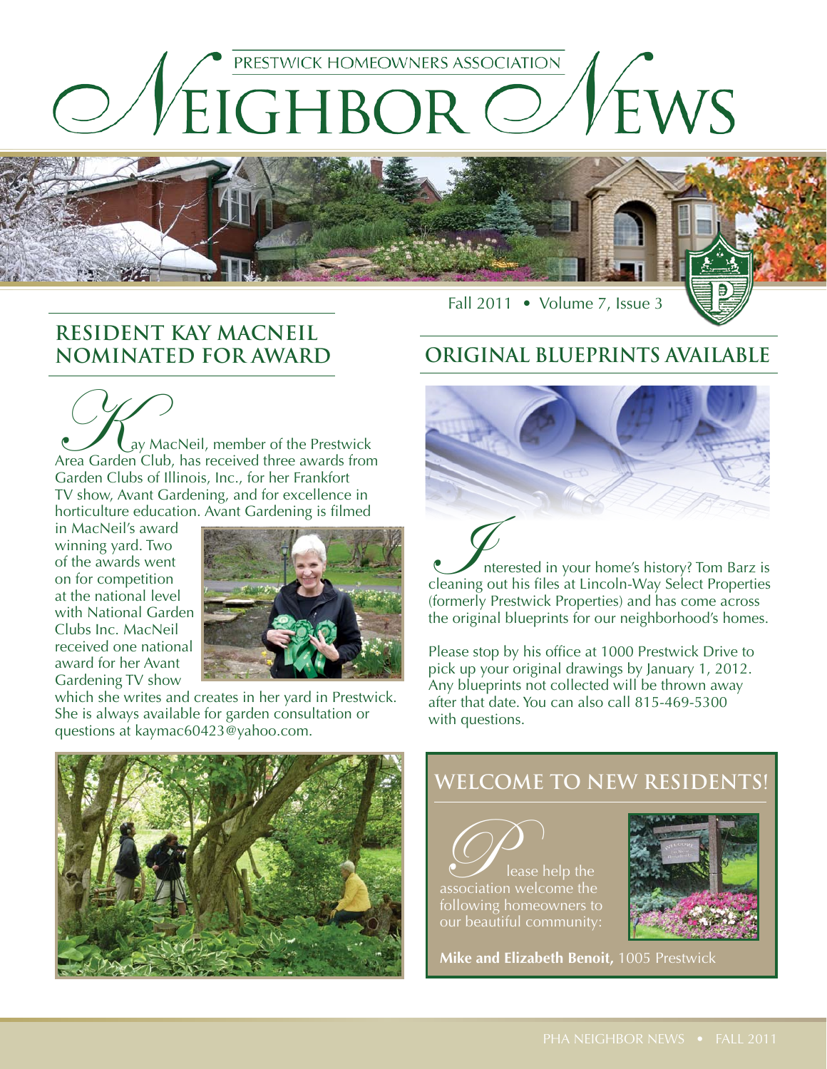# Neighbor News

PRESTWICK HOMEOWNERS ASSOCIATION

Fall 2011 • Volume 7, Issue 3

## RESIDENT KAY MACNEIL NOMINATED FOR AWARD

Kay MacNeil, member of the Prestwick Area Garden Club, has received three awards from Garden Clubs of Illinois, Inc., for her Frankfort TV show, Avant Gardening, and for excellence in horticulture education. Avant Gardening is filmed in MacNeil's award winning yard. Two of the awards went on for competition at the national level with National Garden Clubs Inc. MacNeil received one national award for her Avant Gardening TV show which she writes and creates in her yard in Prestwick. She is always available for garden consultation or questions at kaymac60423@yahoo.com.

## ORIGINAL BLUEPRINTS AVAILABLE

Interested in your home's history? Tom Barz is cleaning out his files at Lincoln-Way Select Properties (formerly Prestwick Properties) and has come across the original blueprints for our neighborhood's homes.

Please stop by his office at 1000 Prestwick Drive to pick up your original drawings by January 1, 2012. Any blueprints not collected will be thrown away after that date. You can also call 815-469-5300 with questions.

## WELCOME TO NEW RESIDENTS!

Please help the association welcome the following homeowners to our beautiful community:

**Mike and Elizabeth Benoit,** 1005 Prestwick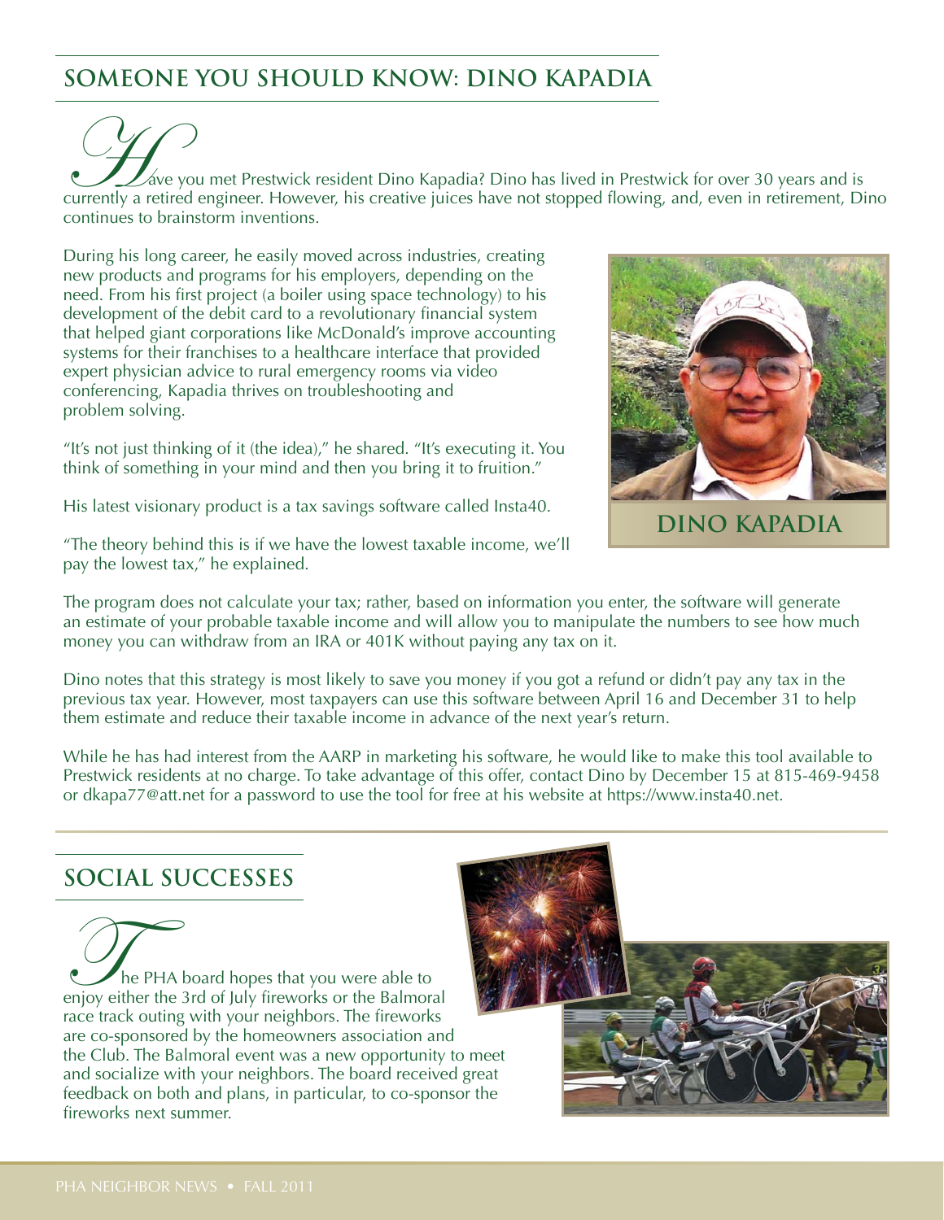## SOMEONE YOU SHOULD KNOW: DINO KAPADIA

Have you met Prestwick resident Dino Kapadia? Dino has lived in Prestwick for over 30 years and is currently a retired engineer. However, his creative juices have not stopped flowing, and, even in retirement, Dino continues to brainstorm inventions.

During his long career, he easily moved across industries, creating new products and programs for his employers, depending on the need. From his first project (a boiler using space technology) to his development of the debit card to a revolutionary financial system that helped giant corporations like McDonald's improve accounting systems for their franchises to a healthcare interface that provided expert physician advice to rural emergency rooms via video conferencing, Kapadia thrives on troubleshooting and problem solving.

"It's not just thinking of it (the idea)," he shared. "It's executing it. You think of something in your mind and then you bring it to fruition."

His latest visionary product is a tax savings software called Insta40.

"The theory behind this is if we have the lowest taxable income, we'll pay the lowest tax," he explained.

DINO KAPADIA

The program does not calculate your tax; rather, based on information you enter, the software will generate an estimate of your probable taxable income and will allow you to manipulate the numbers to see how much money you can withdraw from an IRA or 401K without paying any tax on it.

Dino notes that this strategy is most likely to save you money if you got a refund or didn't pay any tax in the previous tax year. However, most taxpayers can use this software between April 16 and December 31 to help them estimate and reduce their taxable income in advance of the next year's return.

While he has had interest from the AARP in marketing his software, he would like to make this tool available to Prestwick residents at no charge. To take advantage of this offer, contact Dino by December 15 at 815-469-9458 or dkapa77@att.net for a password to use the tool for free at his website at https://www.insta40.net.

## SOCIAL SUCCESSES

The PHA board hopes that you were able to enjoy either the 3rd of July fireworks or the Balmoral race track outing with your neighbors. The fireworks are co-sponsored by the homeowners association and the Club. The Balmoral event was a new opportunity to meet and socialize with your neighbors. The board received great feedback on both and plans, in particular, to co-sponsor the fireworks next summer.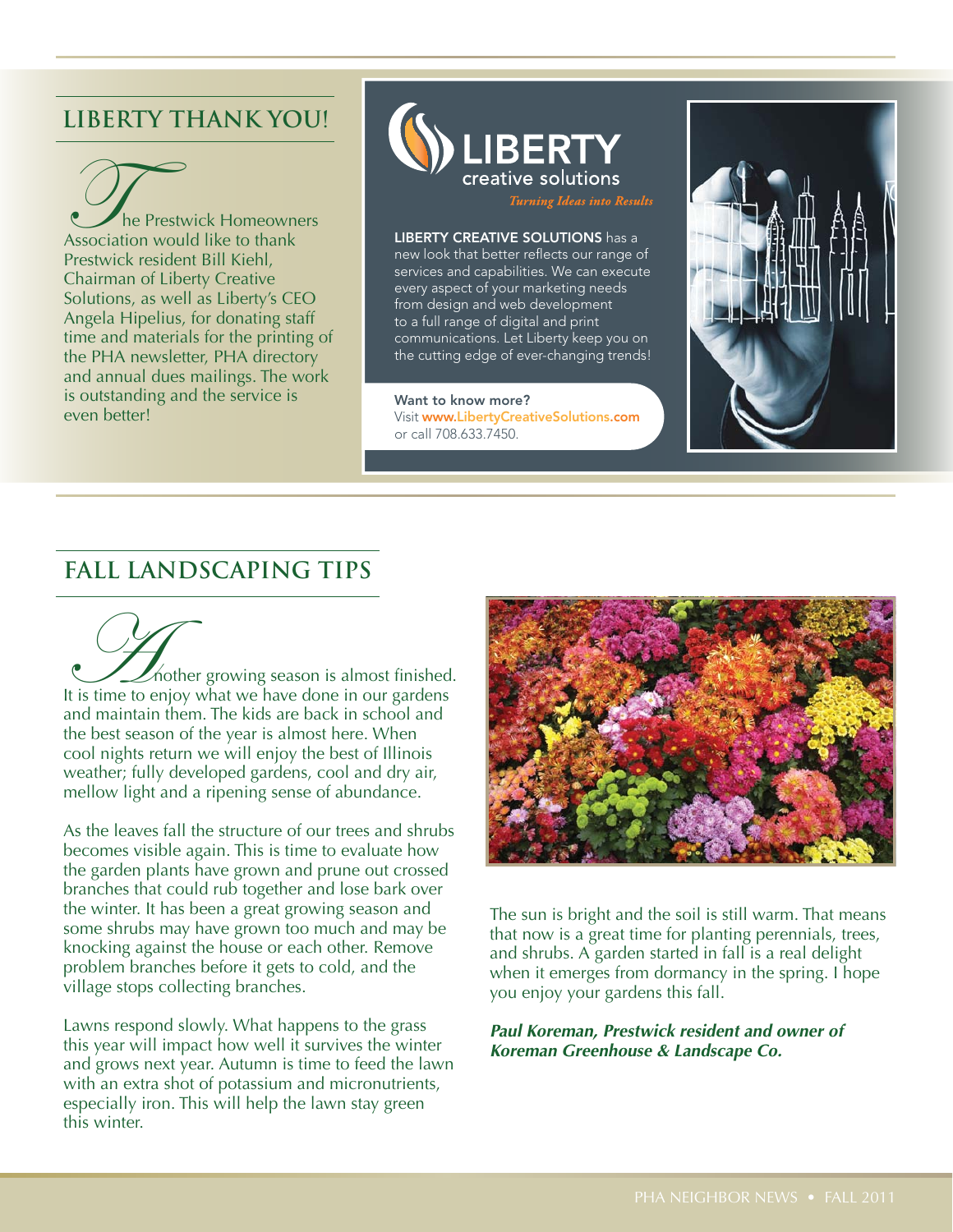## LIBERTY THANK YOU!

The Prestwick Homeowners Association would like to thank Prestwick resident Bill Kiehl, Chairman of Liberty Creative Solutions, as well as Liberty's CEO Angela Hipelius, for donating staff time and materials for the printing of the PHA newsletter, PHA directory and annual dues mailings. The work is outstanding and the service is even better!

LIBERTY creative solutions

*Turning Ideas into Results*

**LIBERTY CREATIVE SOLUTIONS** has a new look that better reflects our range of services and capabilities. We can execute every aspect of your marketing needs from design and web development to a full range of digital and print communications. Let Liberty keep you on the cutting edge of ever-changing trends!

Want to know more?
Visit **www.LibertyCreativeSolutions.com** or call 708.633.7450.

## FALL LANDSCAPING TIPS

Another growing season is almost finished. It is time to enjoy what we have done in our gardens and maintain them. The kids are back in school and the best season of the year is almost here. When cool nights return we will enjoy the best of Illinois weather; fully developed gardens, cool and dry air, mellow light and a ripening sense of abundance.

As the leaves fall the structure of our trees and shrubs becomes visible again. This is time to evaluate how the garden plants have grown and prune out crossed branches that could rub together and lose bark over the winter. It has been a great growing season and some shrubs may have grown too much and may be knocking against the house or each other. Remove problem branches before it gets to cold, and the village stops collecting branches.

Lawns respond slowly. What happens to the grass this year will impact how well it survives the winter and grows next year. Autumn is time to feed the lawn with an extra shot of potassium and micronutrients, especially iron. This will help the lawn stay green this winter.

The sun is bright and the soil is still warm. That means that now is a great time for planting perennials, trees, and shrubs. A garden started in fall is a real delight when it emerges from dormancy in the spring. I hope you enjoy your gardens this fall.

***Paul Koreman, Prestwick resident and owner of Koreman Greenhouse & Landscape Co.***